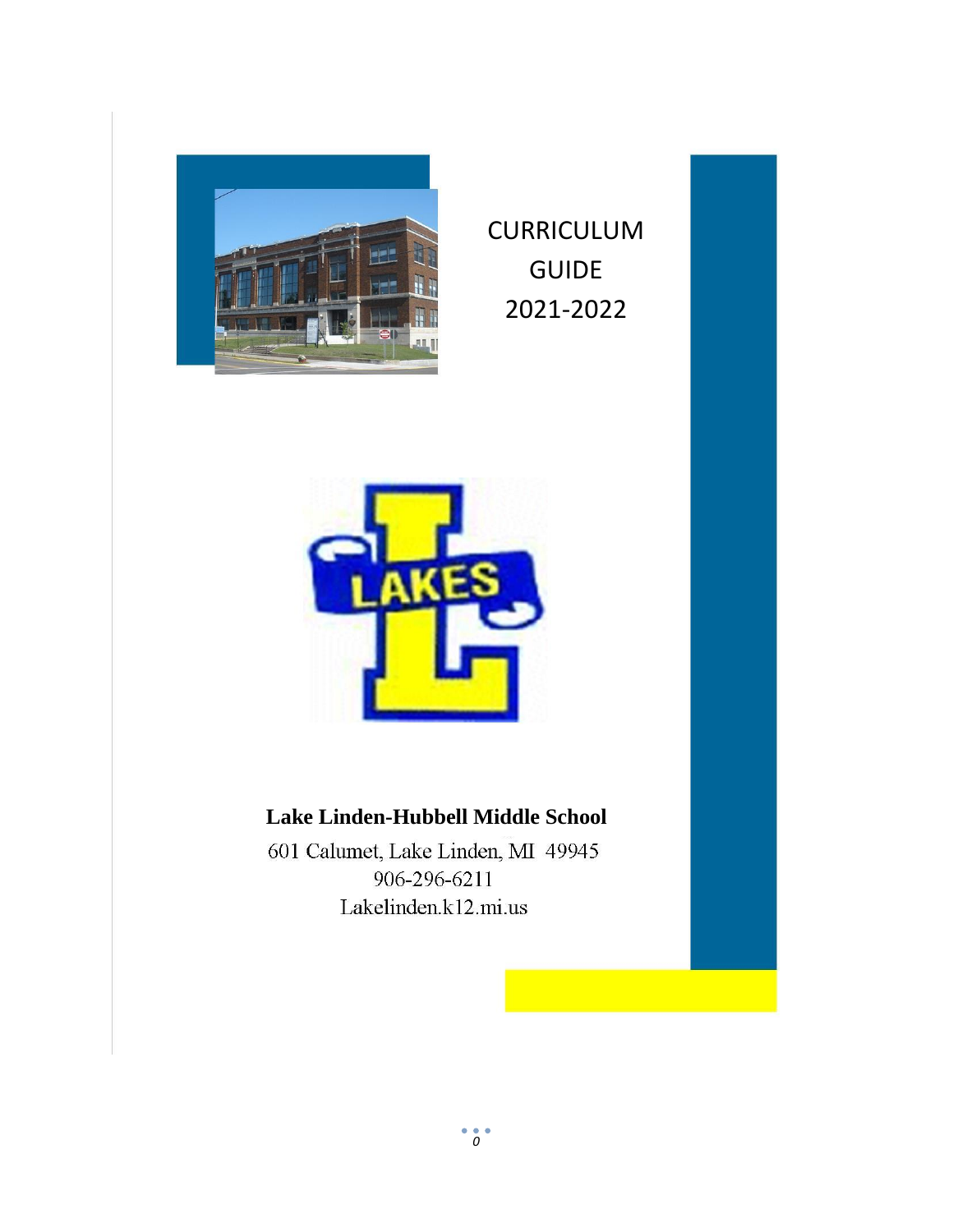# CURRICULUM GUIDE 2021-2022

**Lake Linden-Hubbell Middle School**

601 Calumet, Lake Linden, MI 49945

906-296-6211

Lakelinden.k12.mi.us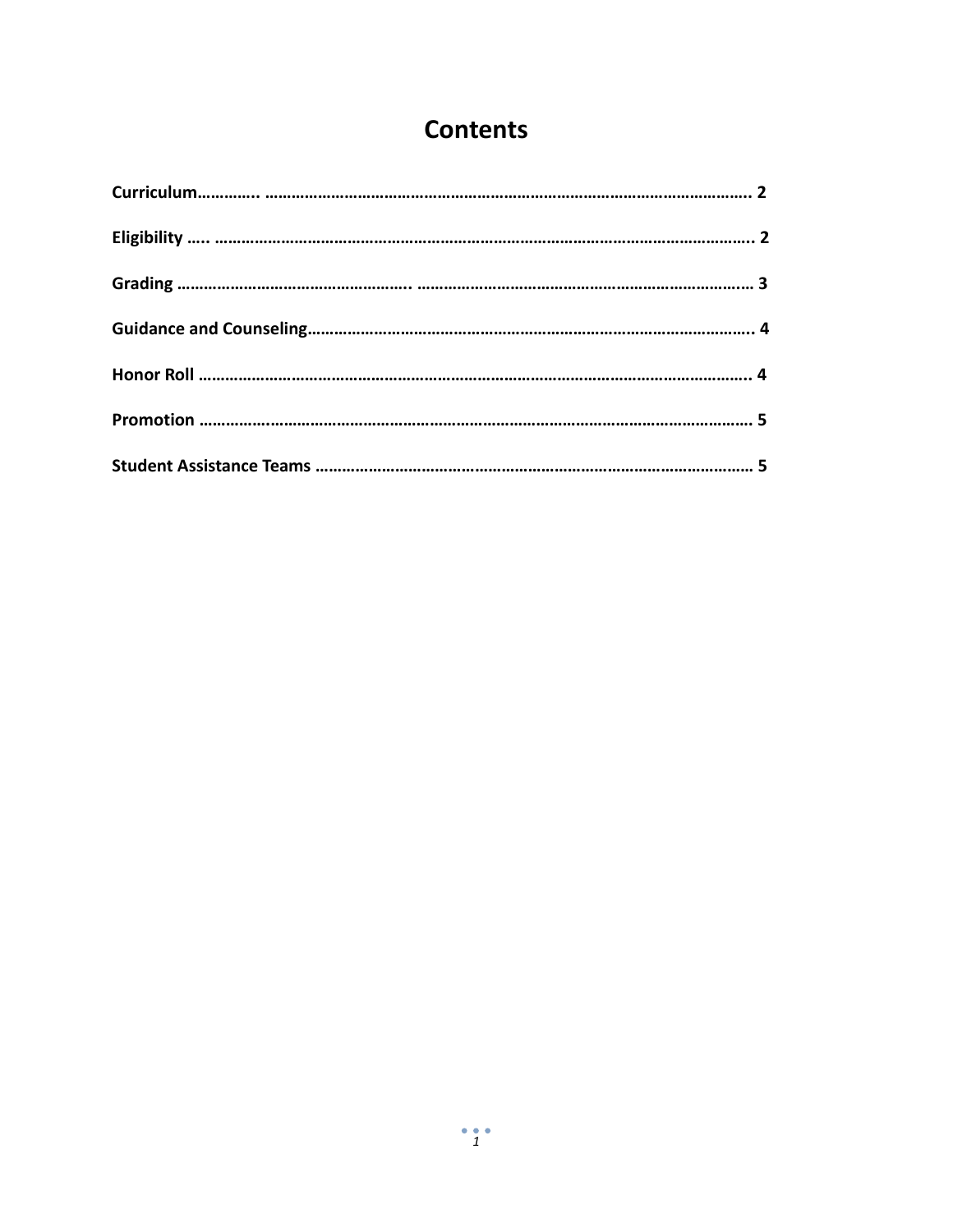# Contents

**Curriculum………….. ……………………………………………………………………………………………….. 2**

**Eligibility ….. ……………………………………………………………………………………………………….. 2**

**Grading ……………………………………………….. ……………………………………………………….…… 3**

**Guidance and Counseling……………………………………………………………………………………….. 4**

**Honor Roll ……………………………………………………………………………………………………….….. 4**

**Promotion ……………………………………………………………………………………………………………. 5**

**Student Assistance Teams ……………………………………………………………………………………… 5**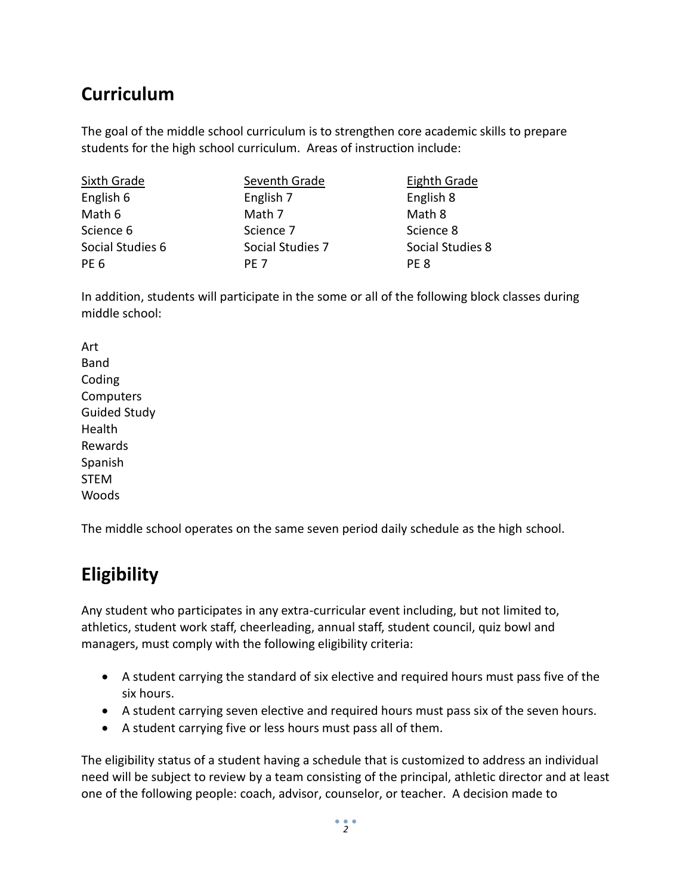## Curriculum

The goal of the middle school curriculum is to strengthen core academic skills to prepare students for the high school curriculum. Areas of instruction include:

| Sixth Grade | Seventh Grade | Eighth Grade |
| --- | --- | --- |
| English 6 | English 7 | English 8 |
| Math 6 | Math 7 | Math 8 |
| Science 6 | Science 7 | Science 8 |
| Social Studies 6 | Social Studies 7 | Social Studies 8 |
| PE 6 | PE 7 | PE 8 |

In addition, students will participate in the some or all of the following block classes during middle school:

Art
Band
Coding
Computers
Guided Study
Health
Rewards
Spanish
STEM
Woods

The middle school operates on the same seven period daily schedule as the high school.

## Eligibility

Any student who participates in any extra-curricular event including, but not limited to, athletics, student work staff, cheerleading, annual staff, student council, quiz bowl and managers, must comply with the following eligibility criteria:

- A student carrying the standard of six elective and required hours must pass five of the six hours.
- A student carrying seven elective and required hours must pass six of the seven hours.
- A student carrying five or less hours must pass all of them.

The eligibility status of a student having a schedule that is customized to address an individual need will be subject to review by a team consisting of the principal, athletic director and at least one of the following people: coach, advisor, counselor, or teacher. A decision made to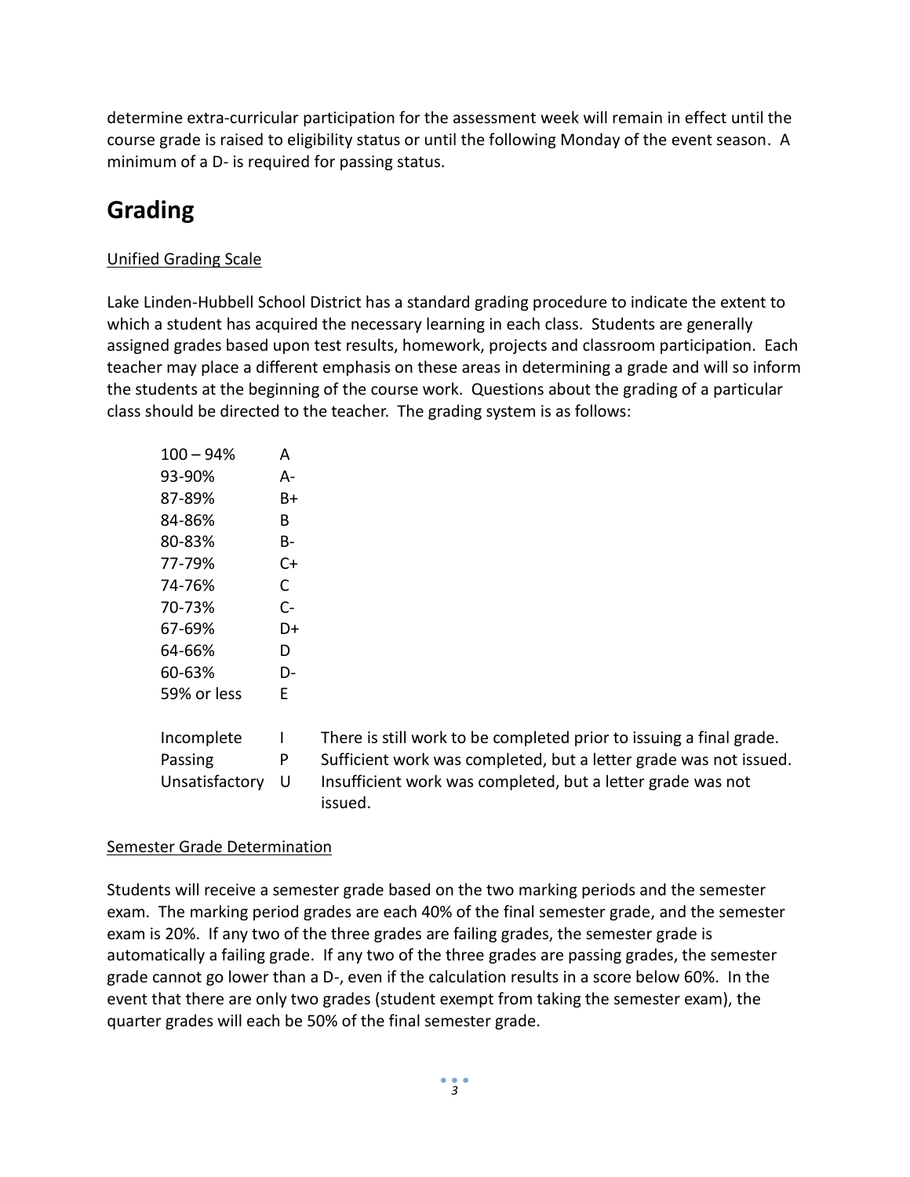determine extra-curricular participation for the assessment week will remain in effect until the course grade is raised to eligibility status or until the following Monday of the event season. A minimum of a D- is required for passing status.

## Grading

Unified Grading Scale

Lake Linden-Hubbell School District has a standard grading procedure to indicate the extent to which a student has acquired the necessary learning in each class. Students are generally assigned grades based upon test results, homework, projects and classroom participation. Each teacher may place a different emphasis on these areas in determining a grade and will so inform the students at the beginning of the course work. Questions about the grading of a particular class should be directed to the teacher. The grading system is as follows:

| | | |
|---|---|---|
| 100 – 94% | A | |
| 93-90% | A- | |
| 87-89% | B+ | |
| 84-86% | B | |
| 80-83% | B- | |
| 77-79% | C+ | |
| 74-76% | C | |
| 70-73% | C- | |
| 67-69% | D+ | |
| 64-66% | D | |
| 60-63% | D- | |
| 59% or less | E | |
| Incomplete | I | There is still work to be completed prior to issuing a final grade. |
| Passing | P | Sufficient work was completed, but a letter grade was not issued. |
| Unsatisfactory | U | Insufficient work was completed, but a letter grade was not issued. |

Semester Grade Determination

Students will receive a semester grade based on the two marking periods and the semester exam. The marking period grades are each 40% of the final semester grade, and the semester exam is 20%. If any two of the three grades are failing grades, the semester grade is automatically a failing grade. If any two of the three grades are passing grades, the semester grade cannot go lower than a D-, even if the calculation results in a score below 60%. In the event that there are only two grades (student exempt from taking the semester exam), the quarter grades will each be 50% of the final semester grade.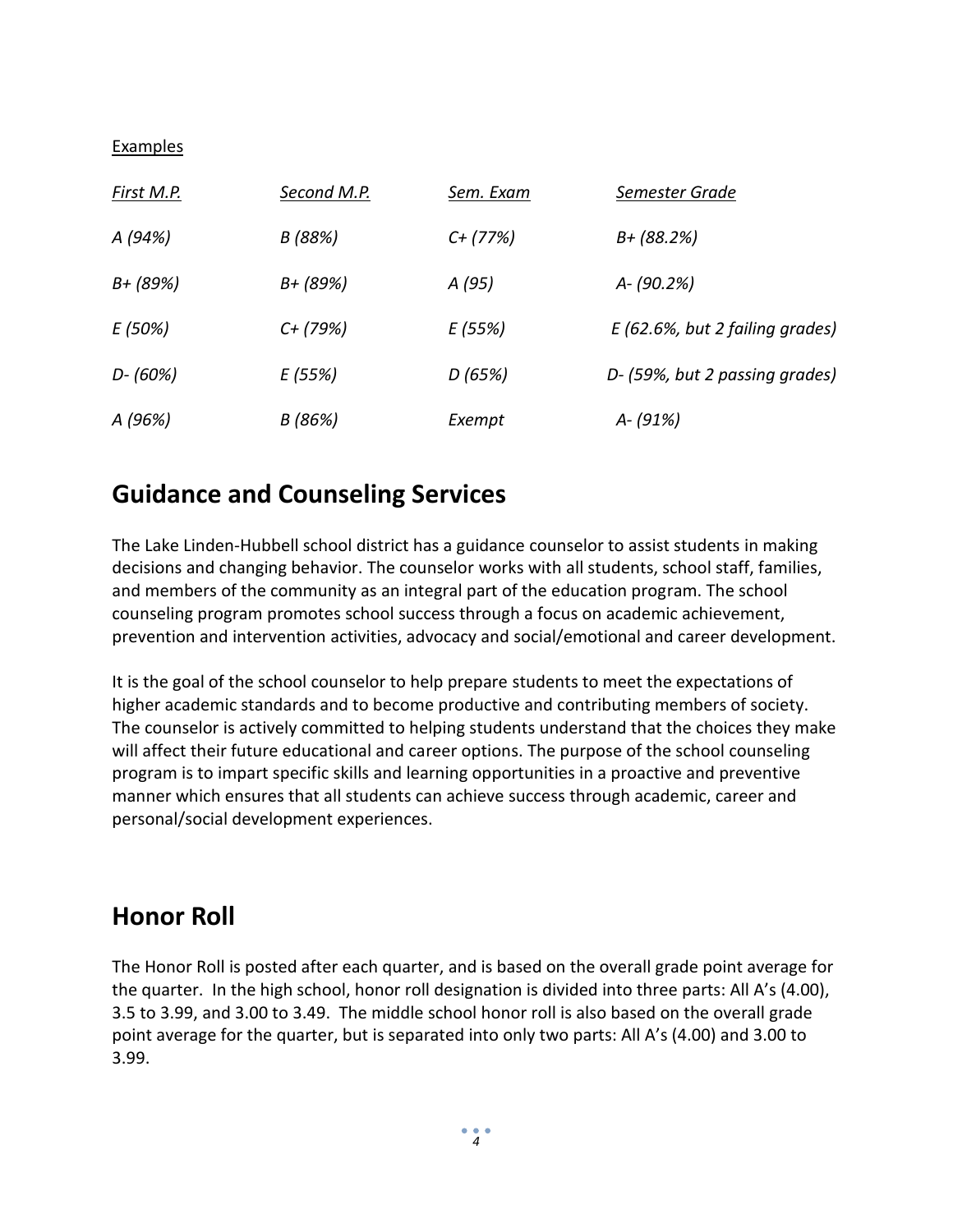Examples

| *First M.P.* | *Second M.P.* | *Sem. Exam* | *Semester Grade* |
|---|---|---|---|
| *A (94%)* | *B (88%)* | *C+ (77%)* | *B+ (88.2%)* |
| *B+ (89%)* | *B+ (89%)* | *A (95)* | *A- (90.2%)* |
| *E (50%)* | *C+ (79%)* | *E (55%)* | *E (62.6%, but 2 failing grades)* |
| *D- (60%)* | *E (55%)* | *D (65%)* | *D- (59%, but 2 passing grades)* |
| *A (96%)* | *B (86%)* | *Exempt* | *A- (91%)* |

## Guidance and Counseling Services

The Lake Linden-Hubbell school district has a guidance counselor to assist students in making decisions and changing behavior. The counselor works with all students, school staff, families, and members of the community as an integral part of the education program. The school counseling program promotes school success through a focus on academic achievement, prevention and intervention activities, advocacy and social/emotional and career development.

It is the goal of the school counselor to help prepare students to meet the expectations of higher academic standards and to become productive and contributing members of society. The counselor is actively committed to helping students understand that the choices they make will affect their future educational and career options. The purpose of the school counseling program is to impart specific skills and learning opportunities in a proactive and preventive manner which ensures that all students can achieve success through academic, career and personal/social development experiences.

## Honor Roll

The Honor Roll is posted after each quarter, and is based on the overall grade point average for the quarter. In the high school, honor roll designation is divided into three parts: All A's (4.00), 3.5 to 3.99, and 3.00 to 3.49. The middle school honor roll is also based on the overall grade point average for the quarter, but is separated into only two parts: All A's (4.00) and 3.00 to 3.99.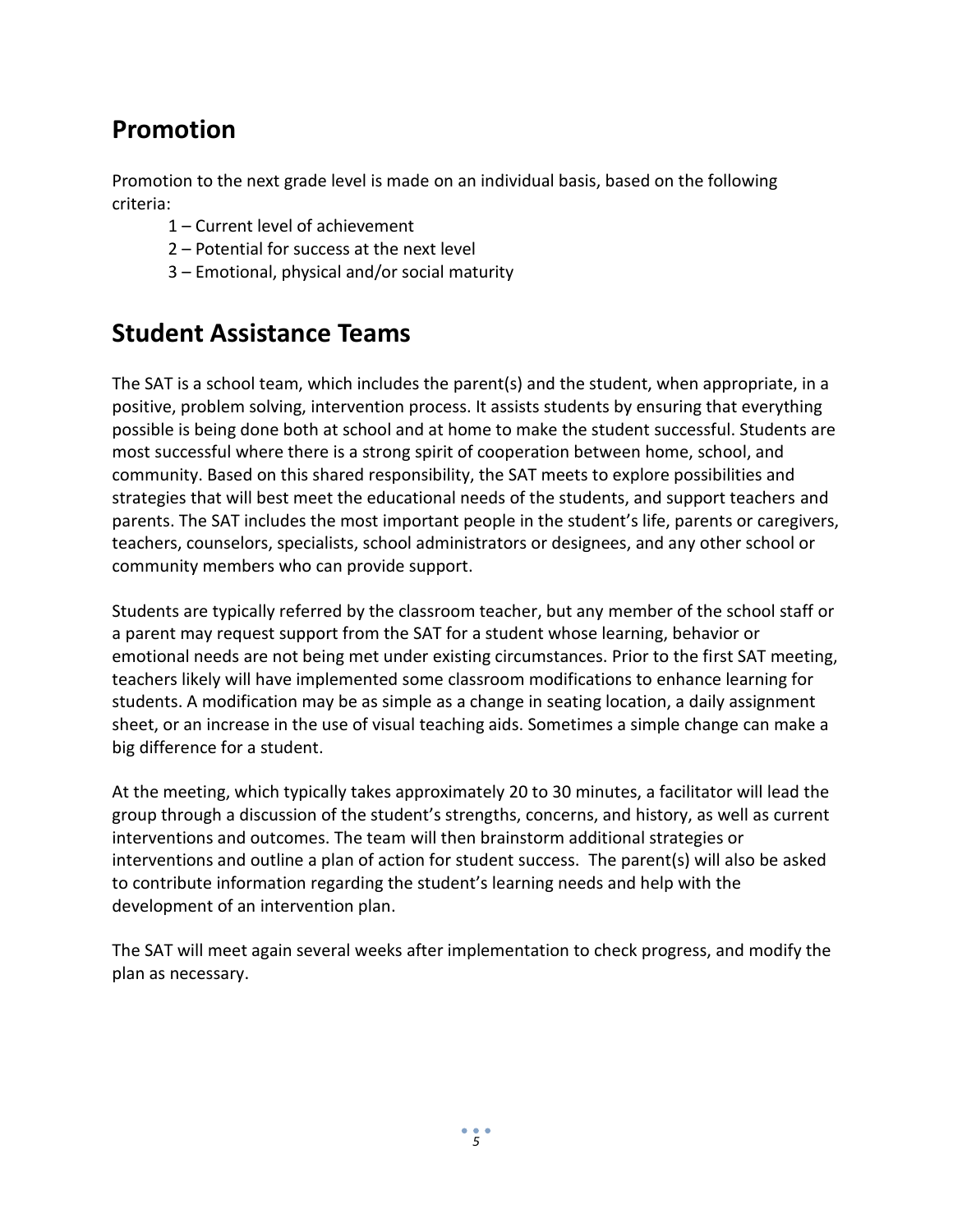## Promotion

Promotion to the next grade level is made on an individual basis, based on the following criteria:

1 – Current level of achievement
2 – Potential for success at the next level
3 – Emotional, physical and/or social maturity

## Student Assistance Teams

The SAT is a school team, which includes the parent(s) and the student, when appropriate, in a positive, problem solving, intervention process. It assists students by ensuring that everything possible is being done both at school and at home to make the student successful. Students are most successful where there is a strong spirit of cooperation between home, school, and community. Based on this shared responsibility, the SAT meets to explore possibilities and strategies that will best meet the educational needs of the students, and support teachers and parents. The SAT includes the most important people in the student's life, parents or caregivers, teachers, counselors, specialists, school administrators or designees, and any other school or community members who can provide support.

Students are typically referred by the classroom teacher, but any member of the school staff or a parent may request support from the SAT for a student whose learning, behavior or emotional needs are not being met under existing circumstances. Prior to the first SAT meeting, teachers likely will have implemented some classroom modifications to enhance learning for students. A modification may be as simple as a change in seating location, a daily assignment sheet, or an increase in the use of visual teaching aids. Sometimes a simple change can make a big difference for a student.

At the meeting, which typically takes approximately 20 to 30 minutes, a facilitator will lead the group through a discussion of the student's strengths, concerns, and history, as well as current interventions and outcomes. The team will then brainstorm additional strategies or interventions and outline a plan of action for student success. The parent(s) will also be asked to contribute information regarding the student's learning needs and help with the development of an intervention plan.

The SAT will meet again several weeks after implementation to check progress, and modify the plan as necessary.